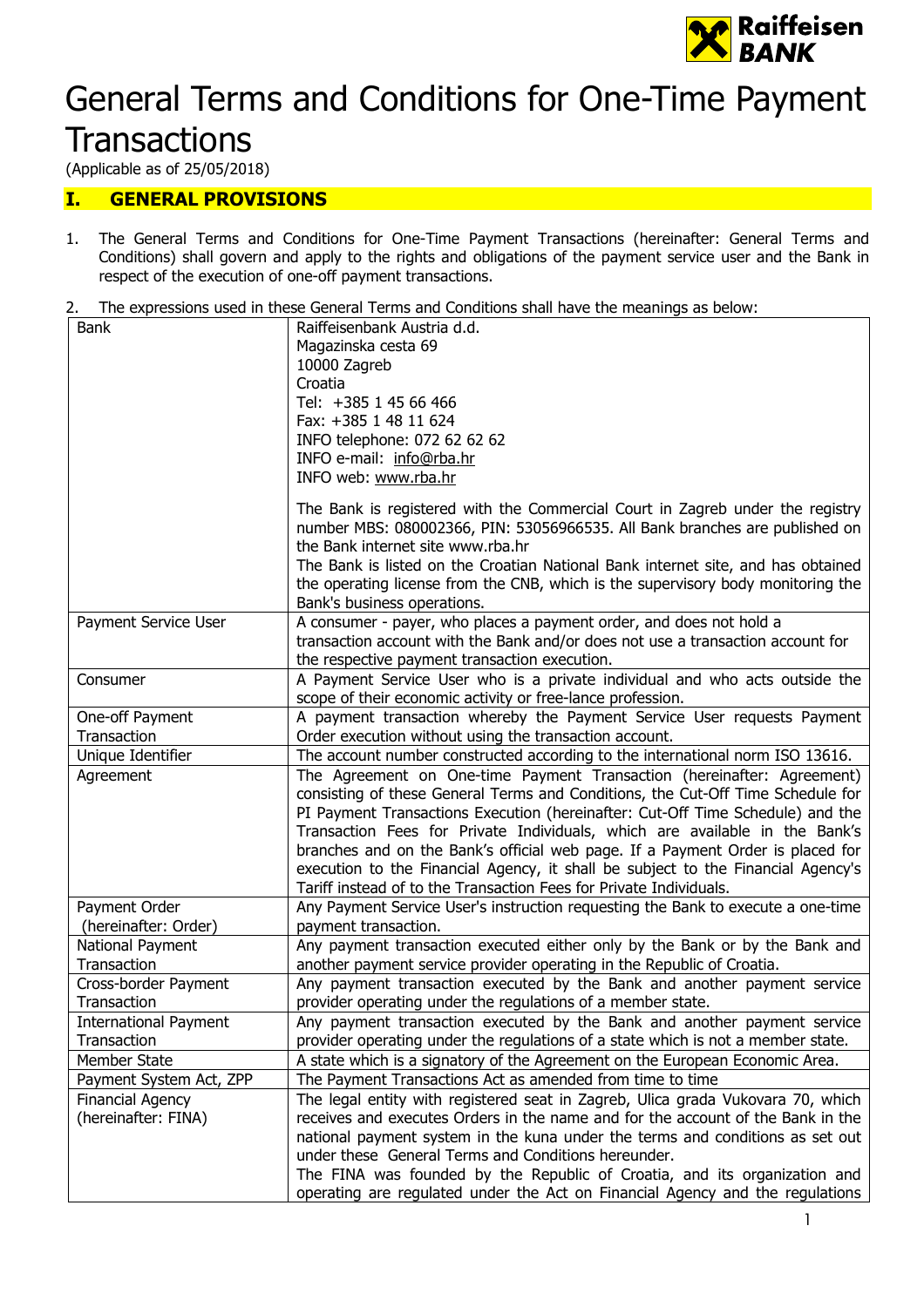# General Terms and Conditions for One-Time Payment Transactions

(Applicable as of 25/05/2018)

## I. GENERAL PROVISIONS

1. The General Terms and Conditions for One-Time Payment Transactions (hereinafter: General Terms and Conditions) shall govern and apply to the rights and obligations of the payment service user and the Bank in respect of the execution of one-off payment transactions.

2. The expressions used in these General Terms and Conditions shall have the meanings as below:

| | |
|---|---|
| Bank | Raiffeisenbank Austria d.d.<br>Magazinska cesta 69<br>10000 Zagreb<br>Croatia<br>Tel: +385 1 45 66 466<br>Fax: +385 1 48 11 624<br>INFO telephone: 072 62 62 62<br>INFO e-mail: info@rba.hr<br>INFO web: www.rba.hr<br><br>The Bank is registered with the Commercial Court in Zagreb under the registry number MBS: 080002366, PIN: 53056966535. All Bank branches are published on the Bank internet site www.rba.hr<br>The Bank is listed on the Croatian National Bank internet site, and has obtained the operating license from the CNB, which is the supervisory body monitoring the Bank's business operations. |
| Payment Service User | A consumer - payer, who places a payment order, and does not hold a transaction account with the Bank and/or does not use a transaction account for the respective payment transaction execution. |
| Consumer | A Payment Service User who is a private individual and who acts outside the scope of their economic activity or free-lance profession. |
| One-off Payment Transaction | A payment transaction whereby the Payment Service User requests Payment Order execution without using the transaction account. |
| Unique Identifier | The account number constructed according to the international norm ISO 13616. |
| Agreement | The Agreement on One-time Payment Transaction (hereinafter: Agreement) consisting of these General Terms and Conditions, the Cut-Off Time Schedule for PI Payment Transactions Execution (hereinafter: Cut-Off Time Schedule) and the Transaction Fees for Private Individuals, which are available in the Bank's branches and on the Bank's official web page. If a Payment Order is placed for execution to the Financial Agency, it shall be subject to the Financial Agency's Tariff instead of to the Transaction Fees for Private Individuals. |
| Payment Order (hereinafter: Order) | Any Payment Service User's instruction requesting the Bank to execute a one-time payment transaction. |
| National Payment Transaction | Any payment transaction executed either only by the Bank or by the Bank and another payment service provider operating in the Republic of Croatia. |
| Cross-border Payment Transaction | Any payment transaction executed by the Bank and another payment service provider operating under the regulations of a member state. |
| International Payment Transaction | Any payment transaction executed by the Bank and another payment service provider operating under the regulations of a state which is not a member state. |
| Member State | A state which is a signatory of the Agreement on the European Economic Area. |
| Payment System Act, ZPP | The Payment Transactions Act as amended from time to time |
| Financial Agency (hereinafter: FINA) | The legal entity with registered seat in Zagreb, Ulica grada Vukovara 70, which receives and executes Orders in the name and for the account of the Bank in the national payment system in the kuna under the terms and conditions as set out under these General Terms and Conditions hereunder.<br>The FINA was founded by the Republic of Croatia, and its organization and operating are regulated under the Act on Financial Agency and the regulations |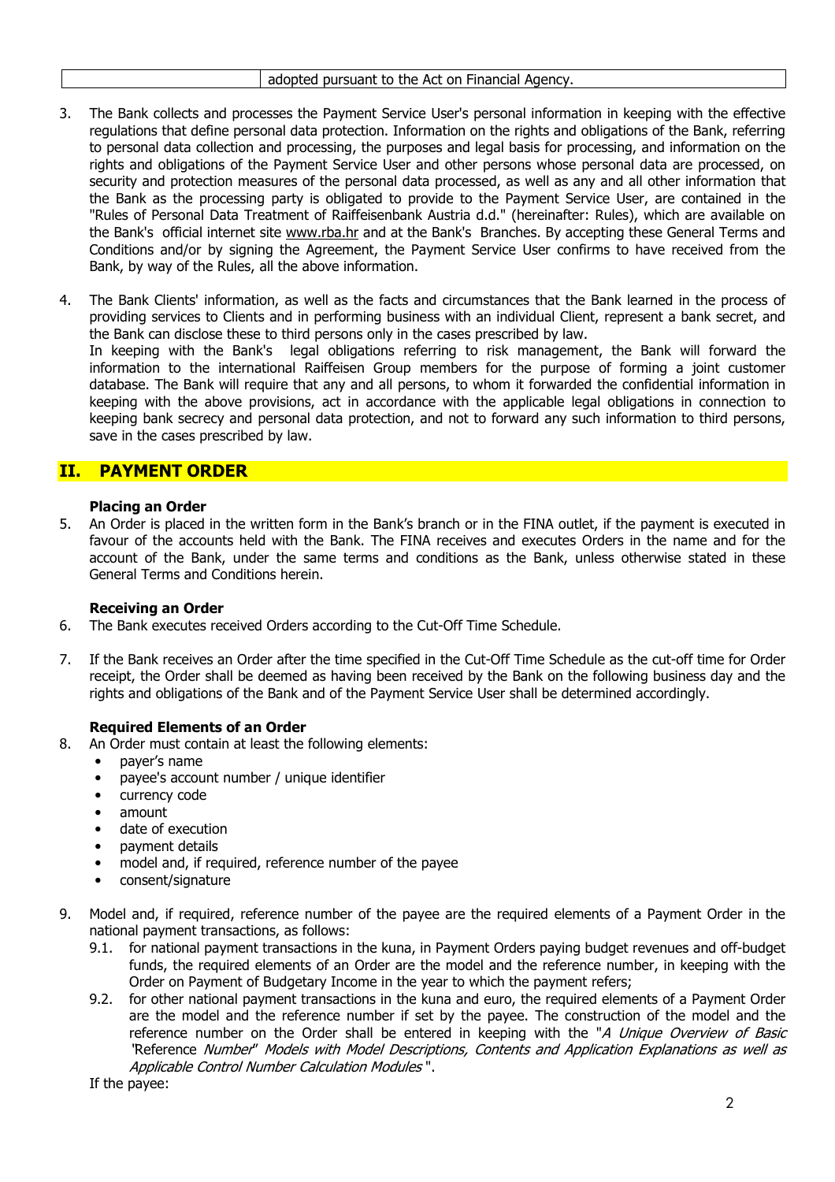| | adopted pursuant to the Act on Financial Agency. |
|---|---|

3. The Bank collects and processes the Payment Service User's personal information in keeping with the effective regulations that define personal data protection. Information on the rights and obligations of the Bank, referring to personal data collection and processing, the purposes and legal basis for processing, and information on the rights and obligations of the Payment Service User and other persons whose personal data are processed, on security and protection measures of the personal data processed, as well as any and all other information that the Bank as the processing party is obligated to provide to the Payment Service User, are contained in the "Rules of Personal Data Treatment of Raiffeisenbank Austria d.d." (hereinafter: Rules), which are available on the Bank's official internet site www.rba.hr and at the Bank's Branches. By accepting these General Terms and Conditions and/or by signing the Agreement, the Payment Service User confirms to have received from the Bank, by way of the Rules, all the above information.

4. The Bank Clients' information, as well as the facts and circumstances that the Bank learned in the process of providing services to Clients and in performing business with an individual Client, represent a bank secret, and the Bank can disclose these to third persons only in the cases prescribed by law.
   In keeping with the Bank's legal obligations referring to risk management, the Bank will forward the information to the international Raiffeisen Group members for the purpose of forming a joint customer database. The Bank will require that any and all persons, to whom it forwarded the confidential information in keeping with the above provisions, act in accordance with the applicable legal obligations in connection to keeping bank secrecy and personal data protection, and not to forward any such information to third persons, save in the cases prescribed by law.

## II. PAYMENT ORDER

**Placing an Order**

5. An Order is placed in the written form in the Bank's branch or in the FINA outlet, if the payment is executed in favour of the accounts held with the Bank. The FINA receives and executes Orders in the name and for the account of the Bank, under the same terms and conditions as the Bank, unless otherwise stated in these General Terms and Conditions herein.

**Receiving an Order**

6. The Bank executes received Orders according to the Cut-Off Time Schedule.

7. If the Bank receives an Order after the time specified in the Cut-Off Time Schedule as the cut-off time for Order receipt, the Order shall be deemed as having been received by the Bank on the following business day and the rights and obligations of the Bank and of the Payment Service User shall be determined accordingly.

**Required Elements of an Order**

8. An Order must contain at least the following elements:
   - payer's name
   - payee's account number / unique identifier
   - currency code
   - amount
   - date of execution
   - payment details
   - model and, if required, reference number of the payee
   - consent/signature

9. Model and, if required, reference number of the payee are the required elements of a Payment Order in the national payment transactions, as follows:
   9.1. for national payment transactions in the kuna, in Payment Orders paying budget revenues and off-budget funds, the required elements of an Order are the model and the reference number, in keeping with the Order on Payment of Budgetary Income in the year to which the payment refers;
   9.2. for other national payment transactions in the kuna and euro, the required elements of a Payment Order are the model and the reference number if set by the payee. The construction of the model and the reference number on the Order shall be entered in keeping with the "*A Unique Overview of Basic* "Reference *Number*" *Models with Model Descriptions, Contents and Application Explanations as well as Applicable Control Number Calculation Modules*".

   If the payee: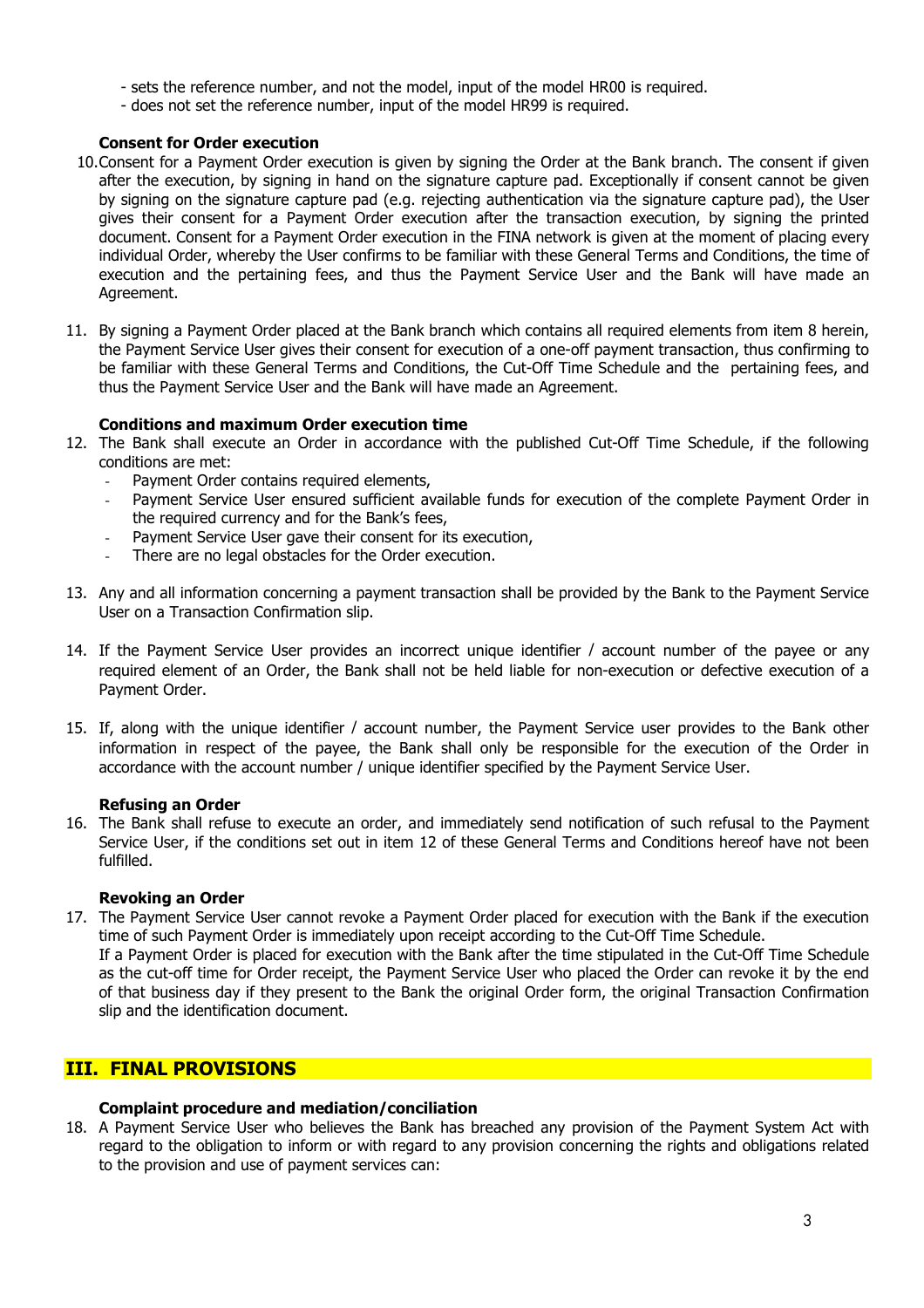- sets the reference number, and not the model, input of the model HR00 is required.
- does not set the reference number, input of the model HR99 is required.

**Consent for Order execution**

10. Consent for a Payment Order execution is given by signing the Order at the Bank branch. The consent if given after the execution, by signing in hand on the signature capture pad. Exceptionally if consent cannot be given by signing on the signature capture pad (e.g. rejecting authentication via the signature capture pad), the User gives their consent for a Payment Order execution after the transaction execution, by signing the printed document. Consent for a Payment Order execution in the FINA network is given at the moment of placing every individual Order, whereby the User confirms to be familiar with these General Terms and Conditions, the time of execution and the pertaining fees, and thus the Payment Service User and the Bank will have made an Agreement.

11. By signing a Payment Order placed at the Bank branch which contains all required elements from item 8 herein, the Payment Service User gives their consent for execution of a one-off payment transaction, thus confirming to be familiar with these General Terms and Conditions, the Cut-Off Time Schedule and the pertaining fees, and thus the Payment Service User and the Bank will have made an Agreement.

**Conditions and maximum Order execution time**

12. The Bank shall execute an Order in accordance with the published Cut-Off Time Schedule, if the following conditions are met:
    - Payment Order contains required elements,
    - Payment Service User ensured sufficient available funds for execution of the complete Payment Order in the required currency and for the Bank's fees,
    - Payment Service User gave their consent for its execution,
    - There are no legal obstacles for the Order execution.

13. Any and all information concerning a payment transaction shall be provided by the Bank to the Payment Service User on a Transaction Confirmation slip.

14. If the Payment Service User provides an incorrect unique identifier / account number of the payee or any required element of an Order, the Bank shall not be held liable for non-execution or defective execution of a Payment Order.

15. If, along with the unique identifier / account number, the Payment Service user provides to the Bank other information in respect of the payee, the Bank shall only be responsible for the execution of the Order in accordance with the account number / unique identifier specified by the Payment Service User.

**Refusing an Order**

16. The Bank shall refuse to execute an order, and immediately send notification of such refusal to the Payment Service User, if the conditions set out in item 12 of these General Terms and Conditions hereof have not been fulfilled.

**Revoking an Order**

17. The Payment Service User cannot revoke a Payment Order placed for execution with the Bank if the execution time of such Payment Order is immediately upon receipt according to the Cut-Off Time Schedule.
    If a Payment Order is placed for execution with the Bank after the time stipulated in the Cut-Off Time Schedule as the cut-off time for Order receipt, the Payment Service User who placed the Order can revoke it by the end of that business day if they present to the Bank the original Order form, the original Transaction Confirmation slip and the identification document.

## III. FINAL PROVISIONS

**Complaint procedure and mediation/conciliation**

18. A Payment Service User who believes the Bank has breached any provision of the Payment System Act with regard to the obligation to inform or with regard to any provision concerning the rights and obligations related to the provision and use of payment services can: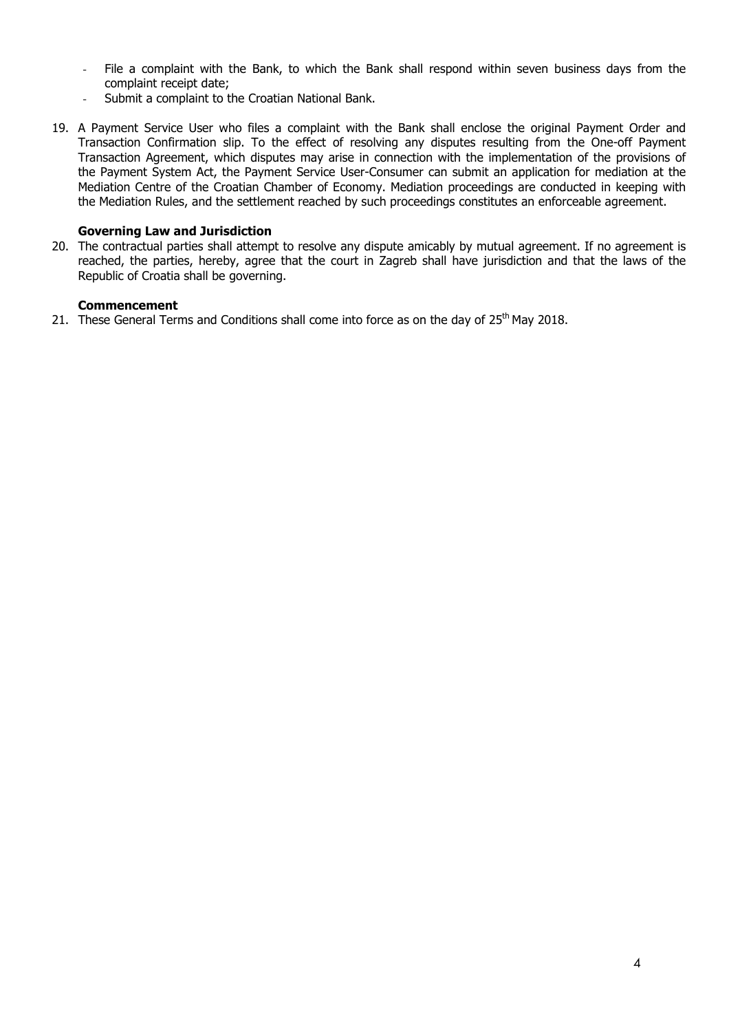- File a complaint with the Bank, to which the Bank shall respond within seven business days from the complaint receipt date;
- Submit a complaint to the Croatian National Bank.

19. A Payment Service User who files a complaint with the Bank shall enclose the original Payment Order and Transaction Confirmation slip. To the effect of resolving any disputes resulting from the One-off Payment Transaction Agreement, which disputes may arise in connection with the implementation of the provisions of the Payment System Act, the Payment Service User-Consumer can submit an application for mediation at the Mediation Centre of the Croatian Chamber of Economy. Mediation proceedings are conducted in keeping with the Mediation Rules, and the settlement reached by such proceedings constitutes an enforceable agreement.

**Governing Law and Jurisdiction**

20. The contractual parties shall attempt to resolve any dispute amicably by mutual agreement. If no agreement is reached, the parties, hereby, agree that the court in Zagreb shall have jurisdiction and that the laws of the Republic of Croatia shall be governing.

**Commencement**

21. These General Terms and Conditions shall come into force as on the day of 25th May 2018.